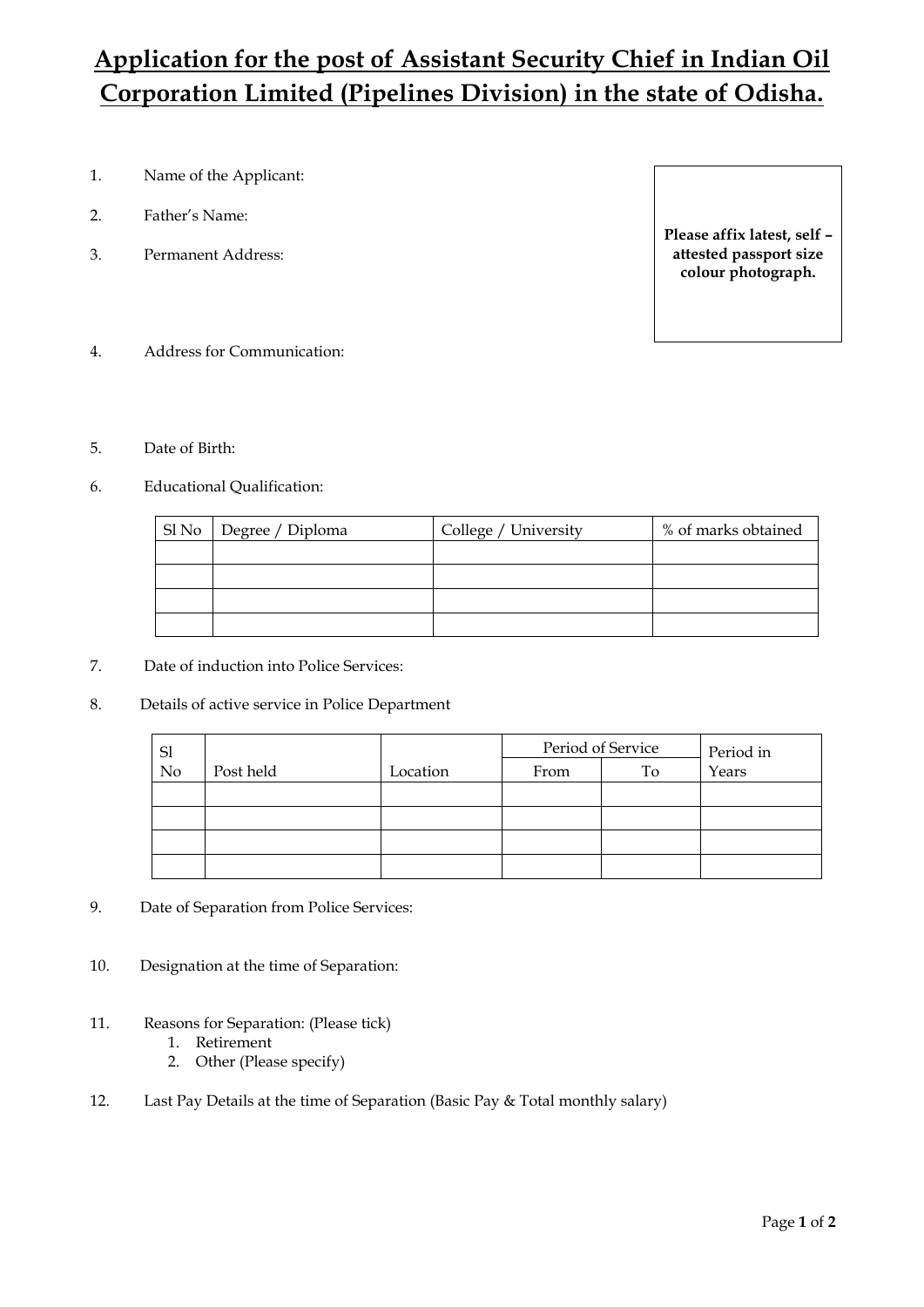# Application for the post of Assistant Security Chief in Indian Oil Corporation Limited (Pipelines Division) in the state of Odisha.

**Please affix latest, self – attested passport size colour photograph.**

1. Name of the Applicant:

2. Father's Name:

3. Permanent Address:

4. Address for Communication:

5. Date of Birth:

6. Educational Qualification:

| Sl No | Degree / Diploma | College / University | % of marks obtained |
|---|---|---|---|
| | | | |
| | | | |
| | | | |
| | | | |

7. Date of induction into Police Services:

8. Details of active service in Police Department

| Sl No | Post held | Location | Period of Service | | Period in Years |
|---|---|---|---|---|---|
| | | | From | To | |
| | | | | | |
| | | | | | |
| | | | | | |
| | | | | | |

9. Date of Separation from Police Services:

10. Designation at the time of Separation:

11. Reasons for Separation: (Please tick)
    1. Retirement
    2. Other (Please specify)

12. Last Pay Details at the time of Separation (Basic Pay & Total monthly salary)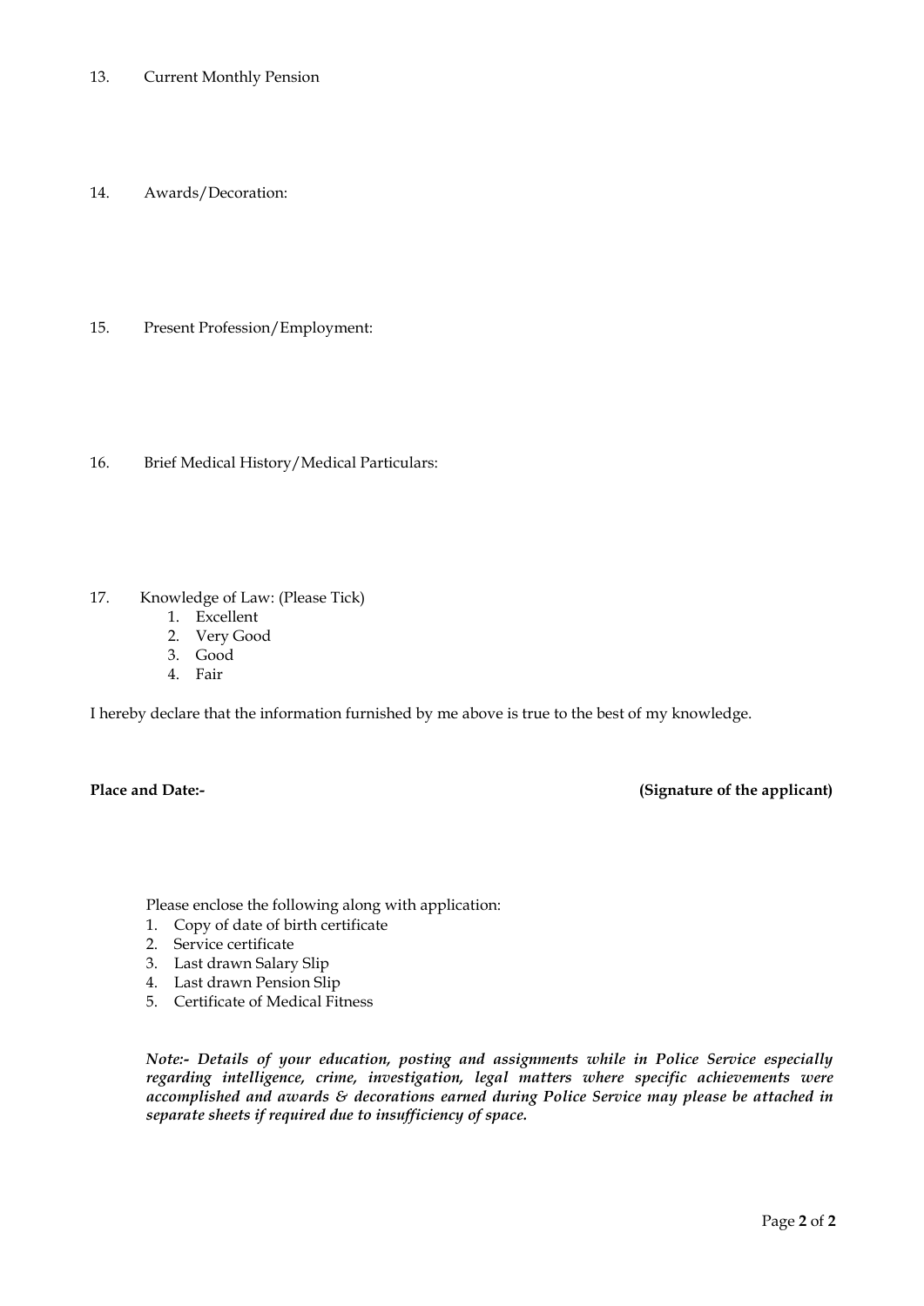13. Current Monthly Pension

14. Awards/Decoration:

15. Present Profession/Employment:

16. Brief Medical History/Medical Particulars:

17. Knowledge of Law: (Please Tick)
    1. Excellent
    2. Very Good
    3. Good
    4. Fair

I hereby declare that the information furnished by me above is true to the best of my knowledge.

**Place and Date:-** **(Signature of the applicant)**

Please enclose the following along with application:

1. Copy of date of birth certificate
2. Service certificate
3. Last drawn Salary Slip
4. Last drawn Pension Slip
5. Certificate of Medical Fitness

***Note:- Details of your education, posting and assignments while in Police Service especially regarding intelligence, crime, investigation, legal matters where specific achievements were accomplished and awards & decorations earned during Police Service may please be attached in separate sheets if required due to insufficiency of space.***